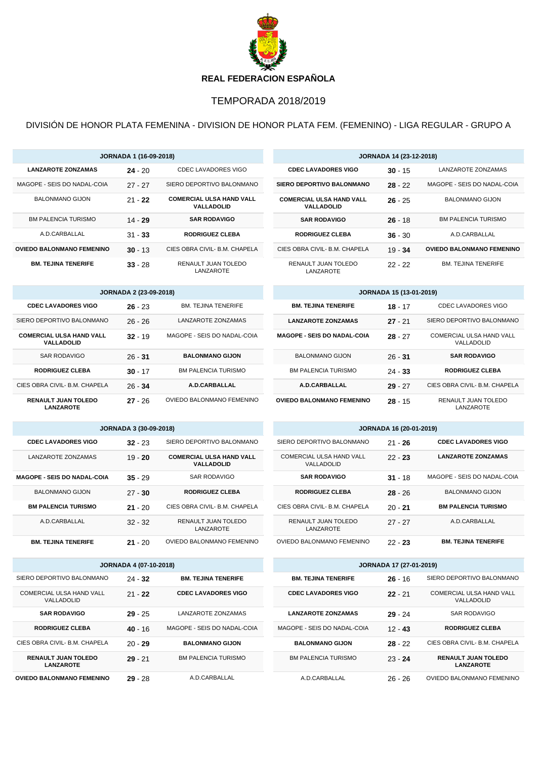**REAL FEDERACION ESPAÑOLA**

# TEMPORADA 2018/2019

## DIVISIÓN DE HONOR PLATA FEMENINA - DIVISION DE HONOR PLATA FEM. (FEMENINO) - LIGA REGULAR - GRUPO A

| JORNADA 1 (16-09-2018) | | |
|---|---|---|
| **LANZAROTE ZONZAMAS** | **24** - 20 | CDEC LAVADORES VIGO |
| MAGOPE - SEIS DO NADAL-COIA | 27 - 27 | SIERO DEPORTIVO BALONMANO |
| BALONMANO GIJON | 21 - **22** | **COMERCIAL ULSA HAND VALL VALLADOLID** |
| BM PALENCIA TURISMO | 14 - **29** | **SAR RODAVIGO** |
| A.D.CARBALLAL | 31 - **33** | **RODRIGUEZ CLEBA** |
| **OVIEDO BALONMANO FEMENINO** | **30** - 13 | CIES OBRA CIVIL- B.M. CHAPELA |
| **BM. TEJINA TENERIFE** | **33** - 28 | RENAULT JUAN TOLEDO LANZAROTE |

| JORNADA 2 (23-09-2018) | | |
|---|---|---|
| **CDEC LAVADORES VIGO** | **26** - 23 | BM. TEJINA TENERIFE |
| SIERO DEPORTIVO BALONMANO | 26 - 26 | LANZAROTE ZONZAMAS |
| **COMERCIAL ULSA HAND VALL VALLADOLID** | **32** - 19 | MAGOPE - SEIS DO NADAL-COIA |
| SAR RODAVIGO | 26 - **31** | **BALONMANO GIJON** |
| **RODRIGUEZ CLEBA** | **30** - 17 | BM PALENCIA TURISMO |
| CIES OBRA CIVIL- B.M. CHAPELA | 26 - **34** | **A.D.CARBALLAL** |
| **RENAULT JUAN TOLEDO LANZAROTE** | **27** - 26 | OVIEDO BALONMANO FEMENINO |

| JORNADA 3 (30-09-2018) | | |
|---|---|---|
| **CDEC LAVADORES VIGO** | **32** - 23 | SIERO DEPORTIVO BALONMANO |
| LANZAROTE ZONZAMAS | 19 - **20** | **COMERCIAL ULSA HAND VALL VALLADOLID** |
| **MAGOPE - SEIS DO NADAL-COIA** | **35** - 29 | SAR RODAVIGO |
| BALONMANO GIJON | 27 - **30** | **RODRIGUEZ CLEBA** |
| **BM PALENCIA TURISMO** | **21** - 20 | CIES OBRA CIVIL- B.M. CHAPELA |
| A.D.CARBALLAL | 32 - 32 | RENAULT JUAN TOLEDO LANZAROTE |
| **BM. TEJINA TENERIFE** | **21** - 20 | OVIEDO BALONMANO FEMENINO |

| JORNADA 4 (07-10-2018) | | |
|---|---|---|
| SIERO DEPORTIVO BALONMANO | 24 - **32** | **BM. TEJINA TENERIFE** |
| COMERCIAL ULSA HAND VALL VALLADOLID | 21 - **22** | **CDEC LAVADORES VIGO** |
| **SAR RODAVIGO** | **29** - 25 | LANZAROTE ZONZAMAS |
| **RODRIGUEZ CLEBA** | **40** - 16 | MAGOPE - SEIS DO NADAL-COIA |
| CIES OBRA CIVIL- B.M. CHAPELA | 20 - **29** | **BALONMANO GIJON** |
| **RENAULT JUAN TOLEDO LANZAROTE** | **29** - 21 | BM PALENCIA TURISMO |
| **OVIEDO BALONMANO FEMENINO** | **29** - 28 | A.D.CARBALLAL |

| JORNADA 14 (23-12-2018) | | |
|---|---|---|
| **CDEC LAVADORES VIGO** | **30** - 15 | LANZAROTE ZONZAMAS |
| **SIERO DEPORTIVO BALONMANO** | **28** - 22 | MAGOPE - SEIS DO NADAL-COIA |
| **COMERCIAL ULSA HAND VALL VALLADOLID** | **26** - 25 | BALONMANO GIJON |
| **SAR RODAVIGO** | **26** - 18 | BM PALENCIA TURISMO |
| **RODRIGUEZ CLEBA** | **36** - 30 | A.D.CARBALLAL |
| CIES OBRA CIVIL- B.M. CHAPELA | 19 - **34** | **OVIEDO BALONMANO FEMENINO** |
| RENAULT JUAN TOLEDO LANZAROTE | 22 - 22 | BM. TEJINA TENERIFE |

| JORNADA 15 (13-01-2019) | | |
|---|---|---|
| **BM. TEJINA TENERIFE** | **18** - 17 | CDEC LAVADORES VIGO |
| **LANZAROTE ZONZAMAS** | **27** - 21 | SIERO DEPORTIVO BALONMANO |
| **MAGOPE - SEIS DO NADAL-COIA** | **28** - 27 | COMERCIAL ULSA HAND VALL VALLADOLID |
| BALONMANO GIJON | 26 - **31** | **SAR RODAVIGO** |
| BM PALENCIA TURISMO | 24 - **33** | **RODRIGUEZ CLEBA** |
| **A.D.CARBALLAL** | **29** - 27 | CIES OBRA CIVIL- B.M. CHAPELA |
| **OVIEDO BALONMANO FEMENINO** | **28** - 15 | RENAULT JUAN TOLEDO LANZAROTE |

| JORNADA 16 (20-01-2019) | | |
|---|---|---|
| SIERO DEPORTIVO BALONMANO | 21 - **26** | **CDEC LAVADORES VIGO** |
| COMERCIAL ULSA HAND VALL VALLADOLID | 22 - **23** | **LANZAROTE ZONZAMAS** |
| **SAR RODAVIGO** | **31** - 18 | MAGOPE - SEIS DO NADAL-COIA |
| **RODRIGUEZ CLEBA** | **28** - 26 | BALONMANO GIJON |
| CIES OBRA CIVIL- B.M. CHAPELA | 20 - **21** | **BM PALENCIA TURISMO** |
| RENAULT JUAN TOLEDO LANZAROTE | 27 - 27 | A.D.CARBALLAL |
| OVIEDO BALONMANO FEMENINO | 22 - **23** | **BM. TEJINA TENERIFE** |

| JORNADA 17 (27-01-2019) | | |
|---|---|---|
| **BM. TEJINA TENERIFE** | **26** - 16 | SIERO DEPORTIVO BALONMANO |
| **CDEC LAVADORES VIGO** | **22** - 21 | COMERCIAL ULSA HAND VALL VALLADOLID |
| **LANZAROTE ZONZAMAS** | **29** - 24 | SAR RODAVIGO |
| MAGOPE - SEIS DO NADAL-COIA | 12 - **43** | **RODRIGUEZ CLEBA** |
| **BALONMANO GIJON** | **28** - 22 | CIES OBRA CIVIL- B.M. CHAPELA |
| BM PALENCIA TURISMO | 23 - **24** | **RENAULT JUAN TOLEDO LANZAROTE** |
| A.D.CARBALLAL | 26 - 26 | OVIEDO BALONMANO FEMENINO |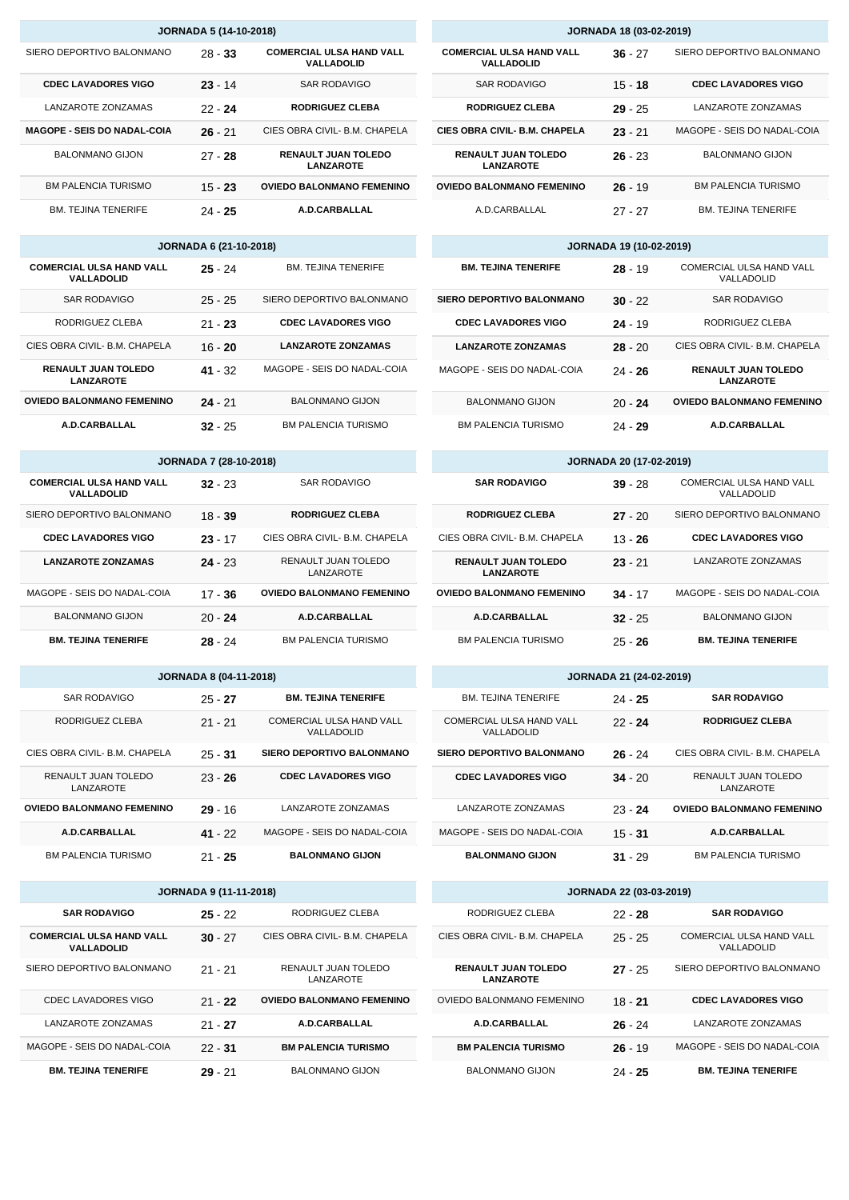| JORNADA 5 (14-10-2018) | | |
|---|---|---|
| SIERO DEPORTIVO BALONMANO | 28 - **33** | **COMERCIAL ULSA HAND VALL VALLADOLID** |
| **CDEC LAVADORES VIGO** | **23** - 14 | SAR RODAVIGO |
| LANZAROTE ZONZAMAS | 22 - **24** | **RODRIGUEZ CLEBA** |
| **MAGOPE - SEIS DO NADAL-COIA** | **26** - 21 | CIES OBRA CIVIL- B.M. CHAPELA |
| BALONMANO GIJON | 27 - **28** | **RENAULT JUAN TOLEDO LANZAROTE** |
| BM PALENCIA TURISMO | 15 - **23** | **OVIEDO BALONMANO FEMENINO** |
| BM. TEJINA TENERIFE | 24 - **25** | **A.D.CARBALLAL** |

| JORNADA 6 (21-10-2018) | | |
|---|---|---|
| **COMERCIAL ULSA HAND VALL VALLADOLID** | **25** - 24 | BM. TEJINA TENERIFE |
| SAR RODAVIGO | 25 - 25 | SIERO DEPORTIVO BALONMANO |
| RODRIGUEZ CLEBA | 21 - **23** | **CDEC LAVADORES VIGO** |
| CIES OBRA CIVIL- B.M. CHAPELA | 16 - **20** | **LANZAROTE ZONZAMAS** |
| **RENAULT JUAN TOLEDO LANZAROTE** | **41** - 32 | MAGOPE - SEIS DO NADAL-COIA |
| **OVIEDO BALONMANO FEMENINO** | **24** - 21 | BALONMANO GIJON |
| **A.D.CARBALLAL** | **32** - 25 | BM PALENCIA TURISMO |

| JORNADA 7 (28-10-2018) | | |
|---|---|---|
| **COMERCIAL ULSA HAND VALL VALLADOLID** | **32** - 23 | SAR RODAVIGO |
| SIERO DEPORTIVO BALONMANO | 18 - **39** | **RODRIGUEZ CLEBA** |
| **CDEC LAVADORES VIGO** | **23** - 17 | CIES OBRA CIVIL- B.M. CHAPELA |
| **LANZAROTE ZONZAMAS** | **24** - 23 | RENAULT JUAN TOLEDO LANZAROTE |
| MAGOPE - SEIS DO NADAL-COIA | 17 - **36** | **OVIEDO BALONMANO FEMENINO** |
| BALONMANO GIJON | 20 - **24** | **A.D.CARBALLAL** |
| **BM. TEJINA TENERIFE** | **28** - 24 | BM PALENCIA TURISMO |

| JORNADA 8 (04-11-2018) | | |
|---|---|---|
| SAR RODAVIGO | 25 - **27** | **BM. TEJINA TENERIFE** |
| RODRIGUEZ CLEBA | 21 - 21 | COMERCIAL ULSA HAND VALL VALLADOLID |
| CIES OBRA CIVIL- B.M. CHAPELA | 25 - **31** | **SIERO DEPORTIVO BALONMANO** |
| RENAULT JUAN TOLEDO LANZAROTE | 23 - **26** | **CDEC LAVADORES VIGO** |
| **OVIEDO BALONMANO FEMENINO** | **29** - 16 | LANZAROTE ZONZAMAS |
| **A.D.CARBALLAL** | **41** - 22 | MAGOPE - SEIS DO NADAL-COIA |
| BM PALENCIA TURISMO | 21 - **25** | **BALONMANO GIJON** |

| JORNADA 9 (11-11-2018) | | |
|---|---|---|
| **SAR RODAVIGO** | **25** - 22 | RODRIGUEZ CLEBA |
| **COMERCIAL ULSA HAND VALL VALLADOLID** | **30** - 27 | CIES OBRA CIVIL- B.M. CHAPELA |
| SIERO DEPORTIVO BALONMANO | 21 - 21 | RENAULT JUAN TOLEDO LANZAROTE |
| CDEC LAVADORES VIGO | 21 - **22** | **OVIEDO BALONMANO FEMENINO** |
| LANZAROTE ZONZAMAS | 21 - **27** | **A.D.CARBALLAL** |
| MAGOPE - SEIS DO NADAL-COIA | 22 - **31** | **BM PALENCIA TURISMO** |
| **BM. TEJINA TENERIFE** | **29** - 21 | BALONMANO GIJON |

| JORNADA 18 (03-02-2019) | | |
|---|---|---|
| **COMERCIAL ULSA HAND VALL VALLADOLID** | **36** - 27 | SIERO DEPORTIVO BALONMANO |
| SAR RODAVIGO | 15 - **18** | **CDEC LAVADORES VIGO** |
| **RODRIGUEZ CLEBA** | **29** - 25 | LANZAROTE ZONZAMAS |
| **CIES OBRA CIVIL- B.M. CHAPELA** | **23** - 21 | MAGOPE - SEIS DO NADAL-COIA |
| **RENAULT JUAN TOLEDO LANZAROTE** | **26** - 23 | BALONMANO GIJON |
| **OVIEDO BALONMANO FEMENINO** | **26** - 19 | BM PALENCIA TURISMO |
| A.D.CARBALLAL | 27 - 27 | BM. TEJINA TENERIFE |

| JORNADA 19 (10-02-2019) | | |
|---|---|---|
| **BM. TEJINA TENERIFE** | **28** - 19 | COMERCIAL ULSA HAND VALL VALLADOLID |
| **SIERO DEPORTIVO BALONMANO** | **30** - 22 | SAR RODAVIGO |
| **CDEC LAVADORES VIGO** | **24** - 19 | RODRIGUEZ CLEBA |
| **LANZAROTE ZONZAMAS** | **28** - 20 | CIES OBRA CIVIL- B.M. CHAPELA |
| MAGOPE - SEIS DO NADAL-COIA | 24 - **26** | **RENAULT JUAN TOLEDO LANZAROTE** |
| BALONMANO GIJON | 20 - **24** | **OVIEDO BALONMANO FEMENINO** |
| BM PALENCIA TURISMO | 24 - **29** | **A.D.CARBALLAL** |

| JORNADA 20 (17-02-2019) | | |
|---|---|---|
| **SAR RODAVIGO** | **39** - 28 | COMERCIAL ULSA HAND VALL VALLADOLID |
| **RODRIGUEZ CLEBA** | **27** - 20 | SIERO DEPORTIVO BALONMANO |
| CIES OBRA CIVIL- B.M. CHAPELA | 13 - **26** | **CDEC LAVADORES VIGO** |
| **RENAULT JUAN TOLEDO LANZAROTE** | **23** - 21 | LANZAROTE ZONZAMAS |
| **OVIEDO BALONMANO FEMENINO** | **34** - 17 | MAGOPE - SEIS DO NADAL-COIA |
| **A.D.CARBALLAL** | **32** - 25 | BALONMANO GIJON |
| BM PALENCIA TURISMO | 25 - **26** | **BM. TEJINA TENERIFE** |

| JORNADA 21 (24-02-2019) | | |
|---|---|---|
| BM. TEJINA TENERIFE | 24 - **25** | **SAR RODAVIGO** |
| COMERCIAL ULSA HAND VALL VALLADOLID | 22 - **24** | **RODRIGUEZ CLEBA** |
| **SIERO DEPORTIVO BALONMANO** | **26** - 24 | CIES OBRA CIVIL- B.M. CHAPELA |
| **CDEC LAVADORES VIGO** | **34** - 20 | RENAULT JUAN TOLEDO LANZAROTE |
| LANZAROTE ZONZAMAS | 23 - **24** | **OVIEDO BALONMANO FEMENINO** |
| MAGOPE - SEIS DO NADAL-COIA | 15 - **31** | **A.D.CARBALLAL** |
| **BALONMANO GIJON** | **31** - 29 | BM PALENCIA TURISMO |

| JORNADA 22 (03-03-2019) | | |
|---|---|---|
| RODRIGUEZ CLEBA | 22 - **28** | **SAR RODAVIGO** |
| CIES OBRA CIVIL- B.M. CHAPELA | 25 - 25 | COMERCIAL ULSA HAND VALL VALLADOLID |
| **RENAULT JUAN TOLEDO LANZAROTE** | **27** - 25 | SIERO DEPORTIVO BALONMANO |
| OVIEDO BALONMANO FEMENINO | 18 - **21** | **CDEC LAVADORES VIGO** |
| **A.D.CARBALLAL** | **26** - 24 | LANZAROTE ZONZAMAS |
| **BM PALENCIA TURISMO** | **26** - 19 | MAGOPE - SEIS DO NADAL-COIA |
| BALONMANO GIJON | 24 - **25** | **BM. TEJINA TENERIFE** |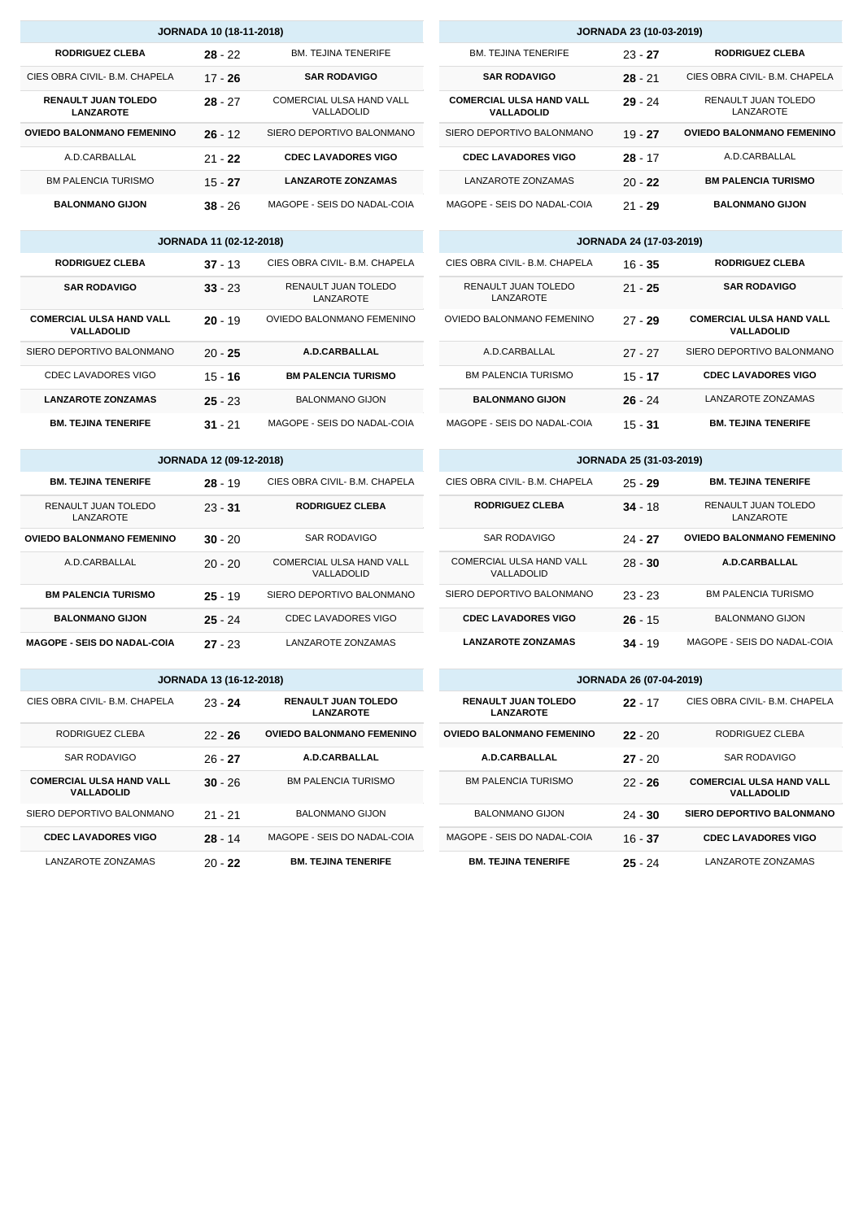| JORNADA 10 (18-11-2018) | | |
|---|---|---|
| **RODRIGUEZ CLEBA** | **28** - 22 | BM. TEJINA TENERIFE |
| CIES OBRA CIVIL- B.M. CHAPELA | 17 - **26** | **SAR RODAVIGO** |
| **RENAULT JUAN TOLEDO LANZAROTE** | **28** - 27 | COMERCIAL ULSA HAND VALL VALLADOLID |
| **OVIEDO BALONMANO FEMENINO** | **26** - 12 | SIERO DEPORTIVO BALONMANO |
| A.D.CARBALLAL | 21 - **22** | **CDEC LAVADORES VIGO** |
| BM PALENCIA TURISMO | 15 - **27** | **LANZAROTE ZONZAMAS** |
| **BALONMANO GIJON** | **38** - 26 | MAGOPE - SEIS DO NADAL-COIA |

| JORNADA 11 (02-12-2018) | | |
|---|---|---|
| **RODRIGUEZ CLEBA** | **37** - 13 | CIES OBRA CIVIL- B.M. CHAPELA |
| **SAR RODAVIGO** | **33** - 23 | RENAULT JUAN TOLEDO LANZAROTE |
| **COMERCIAL ULSA HAND VALL VALLADOLID** | **20** - 19 | OVIEDO BALONMANO FEMENINO |
| SIERO DEPORTIVO BALONMANO | 20 - **25** | **A.D.CARBALLAL** |
| CDEC LAVADORES VIGO | 15 - **16** | **BM PALENCIA TURISMO** |
| **LANZAROTE ZONZAMAS** | **25** - 23 | BALONMANO GIJON |
| **BM. TEJINA TENERIFE** | **31** - 21 | MAGOPE - SEIS DO NADAL-COIA |

| JORNADA 12 (09-12-2018) | | |
|---|---|---|
| **BM. TEJINA TENERIFE** | **28** - 19 | CIES OBRA CIVIL- B.M. CHAPELA |
| RENAULT JUAN TOLEDO LANZAROTE | 23 - **31** | **RODRIGUEZ CLEBA** |
| **OVIEDO BALONMANO FEMENINO** | **30** - 20 | SAR RODAVIGO |
| A.D.CARBALLAL | 20 - 20 | COMERCIAL ULSA HAND VALL VALLADOLID |
| **BM PALENCIA TURISMO** | **25** - 19 | SIERO DEPORTIVO BALONMANO |
| **BALONMANO GIJON** | **25** - 24 | CDEC LAVADORES VIGO |
| **MAGOPE - SEIS DO NADAL-COIA** | **27** - 23 | LANZAROTE ZONZAMAS |

| JORNADA 13 (16-12-2018) | | |
|---|---|---|
| CIES OBRA CIVIL- B.M. CHAPELA | 23 - **24** | **RENAULT JUAN TOLEDO LANZAROTE** |
| RODRIGUEZ CLEBA | 22 - **26** | **OVIEDO BALONMANO FEMENINO** |
| SAR RODAVIGO | 26 - **27** | **A.D.CARBALLAL** |
| **COMERCIAL ULSA HAND VALL VALLADOLID** | **30** - 26 | BM PALENCIA TURISMO |
| SIERO DEPORTIVO BALONMANO | 21 - 21 | BALONMANO GIJON |
| **CDEC LAVADORES VIGO** | **28** - 14 | MAGOPE - SEIS DO NADAL-COIA |
| LANZAROTE ZONZAMAS | 20 - **22** | **BM. TEJINA TENERIFE** |

| JORNADA 23 (10-03-2019) | | |
|---|---|---|
| BM. TEJINA TENERIFE | 23 - **27** | **RODRIGUEZ CLEBA** |
| **SAR RODAVIGO** | **28** - 21 | CIES OBRA CIVIL- B.M. CHAPELA |
| **COMERCIAL ULSA HAND VALL VALLADOLID** | **29** - 24 | RENAULT JUAN TOLEDO LANZAROTE |
| SIERO DEPORTIVO BALONMANO | 19 - **27** | **OVIEDO BALONMANO FEMENINO** |
| **CDEC LAVADORES VIGO** | **28** - 17 | A.D.CARBALLAL |
| LANZAROTE ZONZAMAS | 20 - **22** | **BM PALENCIA TURISMO** |
| MAGOPE - SEIS DO NADAL-COIA | 21 - **29** | **BALONMANO GIJON** |

| JORNADA 24 (17-03-2019) | | |
|---|---|---|
| CIES OBRA CIVIL- B.M. CHAPELA | 16 - **35** | **RODRIGUEZ CLEBA** |
| RENAULT JUAN TOLEDO LANZAROTE | 21 - **25** | **SAR RODAVIGO** |
| OVIEDO BALONMANO FEMENINO | 27 - **29** | **COMERCIAL ULSA HAND VALL VALLADOLID** |
| A.D.CARBALLAL | 27 - 27 | SIERO DEPORTIVO BALONMANO |
| BM PALENCIA TURISMO | 15 - **17** | **CDEC LAVADORES VIGO** |
| **BALONMANO GIJON** | **26** - 24 | LANZAROTE ZONZAMAS |
| MAGOPE - SEIS DO NADAL-COIA | 15 - **31** | **BM. TEJINA TENERIFE** |

| JORNADA 25 (31-03-2019) | | |
|---|---|---|
| CIES OBRA CIVIL- B.M. CHAPELA | 25 - **29** | **BM. TEJINA TENERIFE** |
| **RODRIGUEZ CLEBA** | **34** - 18 | RENAULT JUAN TOLEDO LANZAROTE |
| SAR RODAVIGO | 24 - **27** | **OVIEDO BALONMANO FEMENINO** |
| COMERCIAL ULSA HAND VALL VALLADOLID | 28 - **30** | **A.D.CARBALLAL** |
| SIERO DEPORTIVO BALONMANO | 23 - 23 | BM PALENCIA TURISMO |
| **CDEC LAVADORES VIGO** | **26** - 15 | BALONMANO GIJON |
| **LANZAROTE ZONZAMAS** | **34** - 19 | MAGOPE - SEIS DO NADAL-COIA |

| JORNADA 26 (07-04-2019) | | |
|---|---|---|
| **RENAULT JUAN TOLEDO LANZAROTE** | **22** - 17 | CIES OBRA CIVIL- B.M. CHAPELA |
| **OVIEDO BALONMANO FEMENINO** | **22** - 20 | RODRIGUEZ CLEBA |
| **A.D.CARBALLAL** | **27** - 20 | SAR RODAVIGO |
| BM PALENCIA TURISMO | 22 - **26** | **COMERCIAL ULSA HAND VALL VALLADOLID** |
| BALONMANO GIJON | 24 - **30** | **SIERO DEPORTIVO BALONMANO** |
| MAGOPE - SEIS DO NADAL-COIA | 16 - **37** | **CDEC LAVADORES VIGO** |
| **BM. TEJINA TENERIFE** | **25** - 24 | LANZAROTE ZONZAMAS |